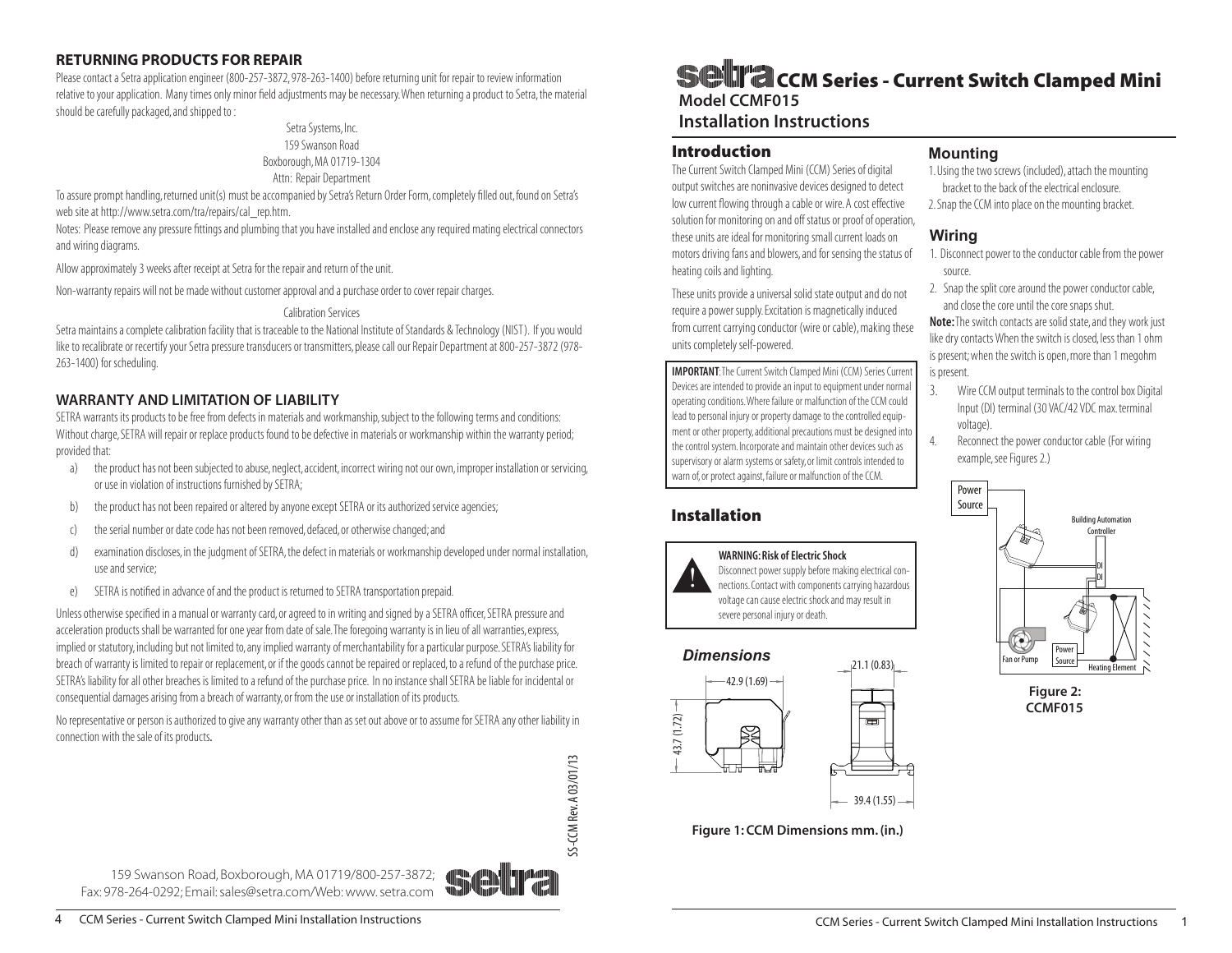## RETURNING PRODUCTS FOR REPAIR

Please contact a Setra application engineer (800-257-3872, 978-263-1400) before returning unit for repair to review information relative to your application. Many times only minor field adjustments may be necessary. When returning a product to Setra, the material should be carefully packaged, and shipped to :

Setra Systems, Inc.
159 Swanson Road
Boxborough, MA 01719-1304
Attn: Repair Department

To assure prompt handling, returned unit(s) must be accompanied by Setra's Return Order Form, completely filled out, found on Setra's web site at http://www.setra.com/tra/repairs/cal_rep.htm.

Notes: Please remove any pressure fittings and plumbing that you have installed and enclose any required mating electrical connectors and wiring diagrams.

Allow approximately 3 weeks after receipt at Setra for the repair and return of the unit.

Non-warranty repairs will not be made without customer approval and a purchase order to cover repair charges.

Calibration Services

Setra maintains a complete calibration facility that is traceable to the National Institute of Standards & Technology (NIST). If you would like to recalibrate or recertify your Setra pressure transducers or transmitters, please call our Repair Department at 800-257-3872 (978-263-1400) for scheduling.

## WARRANTY AND LIMITATION OF LIABILITY

SETRA warrants its products to be free from defects in materials and workmanship, subject to the following terms and conditions: Without charge, SETRA will repair or replace products found to be defective in materials or workmanship within the warranty period; provided that:

a) the product has not been subjected to abuse, neglect, accident, incorrect wiring not our own, improper installation or servicing, or use in violation of instructions furnished by SETRA;

b) the product has not been repaired or altered by anyone except SETRA or its authorized service agencies;

c) the serial number or date code has not been removed, defaced, or otherwise changed; and

d) examination discloses, in the judgment of SETRA, the defect in materials or workmanship developed under normal installation, use and service;

e) SETRA is notified in advance of and the product is returned to SETRA transportation prepaid.

Unless otherwise specified in a manual or warranty card, or agreed to in writing and signed by a SETRA officer, SETRA pressure and acceleration products shall be warranted for one year from date of sale. The foregoing warranty is in lieu of all warranties, express, implied or statutory, including but not limited to, any implied warranty of merchantability for a particular purpose. SETRA's liability for breach of warranty is limited to repair or replacement, or if the goods cannot be repaired or replaced, to a refund of the purchase price. SETRA's liability for all other breaches is limited to a refund of the purchase price. In no instance shall SETRA be liable for incidental or consequential damages arising from a breach of warranty, or from the use or installation of its products.

No representative or person is authorized to give any warranty other than as set out above or to assume for SETRA any other liability in connection with the sale of its products.

SS-CCM Rev. A 03/01/13

159 Swanson Road, Boxborough, MA 01719/800-257-3872;
Fax: 978-264-0292; Email: sales@setra.com/Web: www. setra.com

# setra CCM Series - Current Switch Clamped Mini

## Model CCMF015
## Installation Instructions

## Introduction

The Current Switch Clamped Mini (CCM) Series of digital output switches are noninvasive devices designed to detect low current flowing through a cable or wire. A cost effective solution for monitoring on and off status or proof of operation, these units are ideal for monitoring small current loads on motors driving fans and blowers, and for sensing the status of heating coils and lighting.

These units provide a universal solid state output and do not require a power supply. Excitation is magnetically induced from current carrying conductor (wire or cable), making these units completely self-powered.

**IMPORTANT**: The Current Switch Clamped Mini (CCM) Series Current Devices are intended to provide an input to equipment under normal operating conditions. Where failure or malfunction of the CCM could lead to personal injury or property damage to the controlled equipment or other property, additional precautions must be designed into the control system. Incorporate and maintain other devices such as supervisory or alarm systems or safety, or limit controls intended to warn of, or protect against, failure or malfunction of the CCM.

## Installation

**WARNING: Risk of Electric Shock**
Disconnect power supply before making electrical connections. Contact with components carrying hazardous voltage can cause electric shock and may result in severe personal injury or death.

### *Dimensions*

42.9 (1.69)
43.7 (1.72)
21.1 (0.83)
39.4 (1.55)

**Figure 1: CCM Dimensions mm. (in.)**

### Mounting

1. Using the two screws (included), attach the mounting bracket to the back of the electrical enclosure.
2. Snap the CCM into place on the mounting bracket.

### Wiring

1. Disconnect power to the conductor cable from the power source.
2. Snap the split core around the power conductor cable, and close the core until the core snaps shut.

**Note:** The switch contacts are solid state, and they work just like dry contacts When the switch is closed, less than 1 ohm is present; when the switch is open, more than 1 megohm is present.

3. Wire CCM output terminals to the control box Digital Input (DI) terminal (30 VAC/42 VDC max. terminal voltage).
4. Reconnect the power conductor cable (For wiring example, see Figures 2.)

Power Source
Building Automation Controller
DI
DI
Fan or Pump
Power Source
Heating Element

**Figure 2: CCMF015**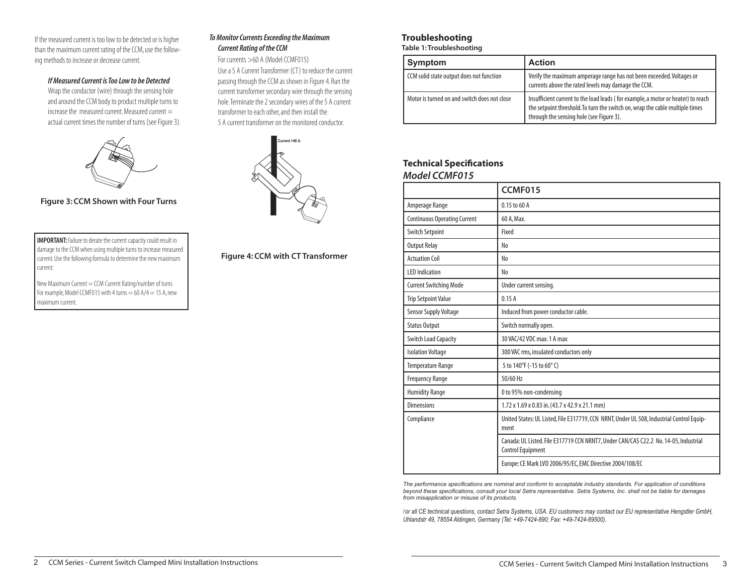If the measured current is too low to be detected or is higher than the maximum current rating of the CCM, use the following methods to increase or decrease current.

***If Measured Current is Too Low to be Detected***

Wrap the conductor (wire) through the sensing hole and around the CCM body to product multiple turns to increase the measured current. Measured current = actual current times the number of turns (see Figure 3).

**Figure 3: CCM Shown with Four Turns**

**IMPORTANT:** Failure to derate the current capacity could result in damage to the CCM when using multiple turns to increase measured current. Use the following formula to determine the new maximum current:

New Maximum Current = CCM Current Rating/number of turns
For example, Model CCMF015 with 4 turns = 60 A/4 = 15 A, new maximum current.

***To Monitor Currents Exceeding the Maximum Current Rating of the CCM***

For currents >60 A (Model CCMF015)
Use a 5 A Current Transformer (CT) to reduce the current passing through the CCM as shown in Figure 4. Run the current transformer secondary wire through the sensing hole. Terminate the 2 secondary wires of the 5 A current transformer to each other, and then install the 5 A current transformer on the monitored conductor.

Current >60 A

**Figure 4: CCM with CT Transformer**

## Troubleshooting

**Table 1: Troubleshooting**

| Symptom | Action |
|---|---|
| CCM solid state output does not function | Verify the maximum amperage range has not been exceeded. Voltages or currents above the rated levels may damage the CCM. |
| Motor is turned on and switch does not close | Insufficient current to the load leads ( for example, a motor or heater) to reach the setpoint threshold. To turn the switch on, wrap the cable multiple times through the sensing hole (see Figure 3). |

## Technical Specifications

### *Model CCMF015*

| | CCMF015 |
|---|---|
| Amperage Range | 0.15 to 60 A |
| Continuous Operating Current | 60 A, Max. |
| Switch Setpoint | Fixed |
| Output Relay | No |
| Actuation Coil | No |
| LED Indication | No |
| Current Switching Mode | Under current sensing. |
| Trip Setpoint Value | 0.15 A |
| Sensor Supply Voltage | Induced from power conductor cable. |
| Status Output | Switch normally open. |
| Switch Load Capacity | 30 VAC/42 VDC max. 1 A max |
| Isolation Voltage | 300 VAC rms, insulated conductors only |
| Temperature Range | 5 to 140°F (-15 to 60° C) |
| Frequency Range | 50/60 Hz |
| Humidity Range | 0 to 95% non-condensing |
| Dimensions | 1.72 x 1.69 x 0.83 in. (43.7 x 42.9 x 21.1 mm) |
| Compliance | United States: UL Listed, File E317719, CCN NRNT, Under UL 508, Industrial Control Equipment |
| | Canada: UL Listed. File E317719 CCN NRNT7, Under CAN/CAS C22.2 No. 14-05, Industrial Control Equipment |
| | Europe: CE Mark LVD 2006/95/EC, EMC Directive 2004/108/EC |

*The performance specifications are nominal and conform to acceptable industry standards. For application of conditions beyond these specifications, consult your local Setra representative. Setra Systems, Inc. shall not be liable for damages from misapplication or misuse of its products.*

*For all CE technical questions, contact Setra Systems, USA. EU customers may contact our EU representative Hengstler GmbH, Uhlandstr 49, 78554 Aldingen, Germany (Tel: +49-7424-890; Fax: +49-7424-89500).*